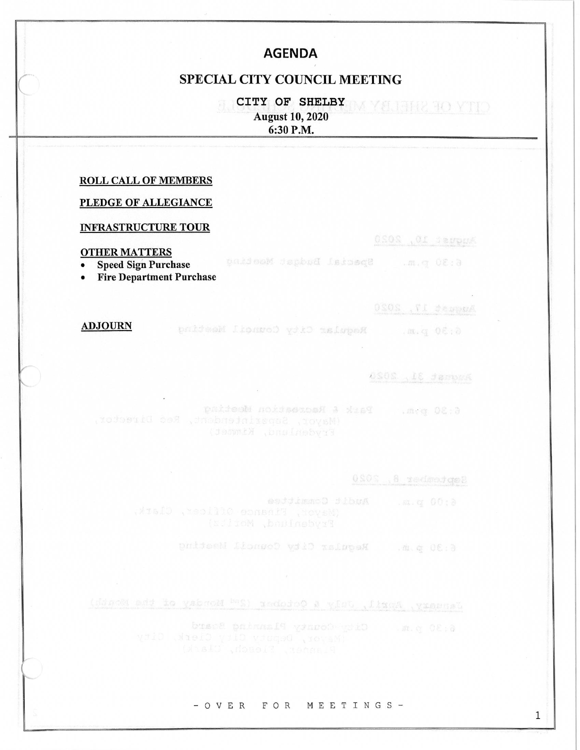# AGENDA

## SPECIAL CITY COUNCIL MEETING

**CITY OF SHELBY**
**August 10, 2020**
**6:30 P.M.**

**ROLL CALL OF MEMBERS**

**PLEDGE OF ALLEGIANCE**

**INFRASTRUCTURE TOUR**

**OTHER MATTERS**

- **Speed Sign Purchase**
- **Fire Department Purchase**

**ADJOURN**

- O V E R   F O R   M E E T I N G S -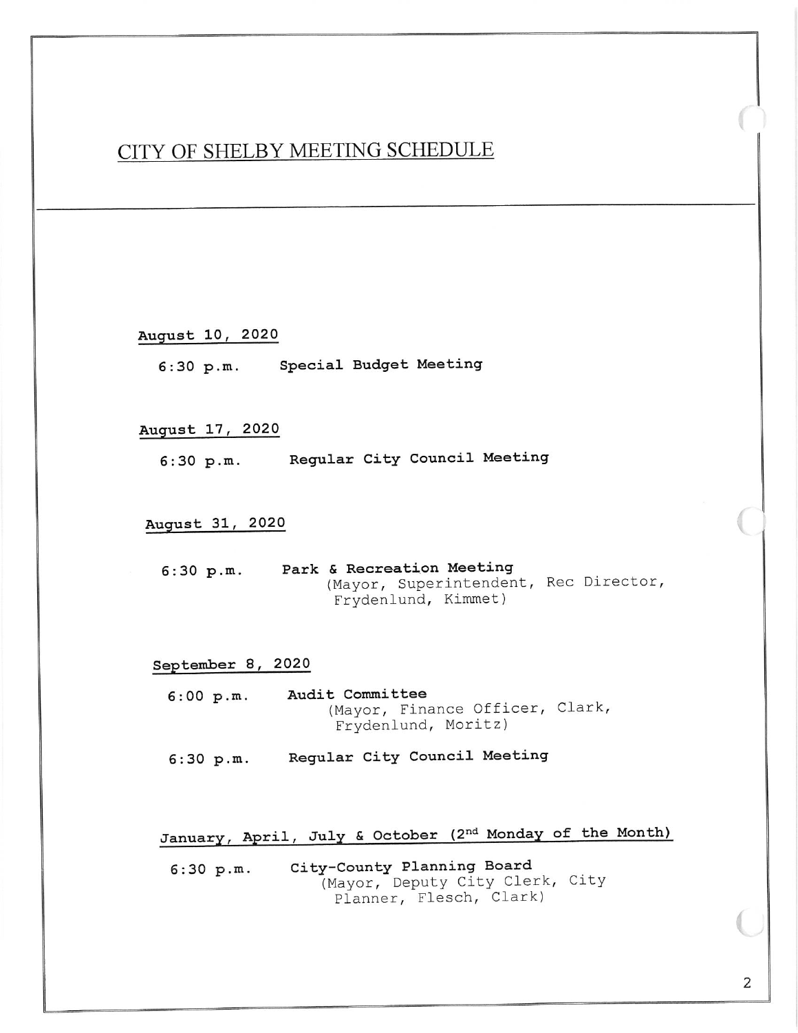# CITY OF SHELBY MEETING SCHEDULE

**August 10, 2020**

6:30 p.m. **Special Budget Meeting**

**August 17, 2020**

6:30 p.m. **Regular City Council Meeting**

**August 31, 2020**

6:30 p.m. **Park & Recreation Meeting**
(Mayor, Superintendent, Rec Director, Frydenlund, Kimmet)

**September 8, 2020**

6:00 p.m. **Audit Committee**
(Mayor, Finance Officer, Clark, Frydenlund, Moritz)

6:30 p.m. **Regular City Council Meeting**

**January, April, July & October (2nd Monday of the Month)**

6:30 p.m. **City-County Planning Board**
(Mayor, Deputy City Clerk, City Planner, Flesch, Clark)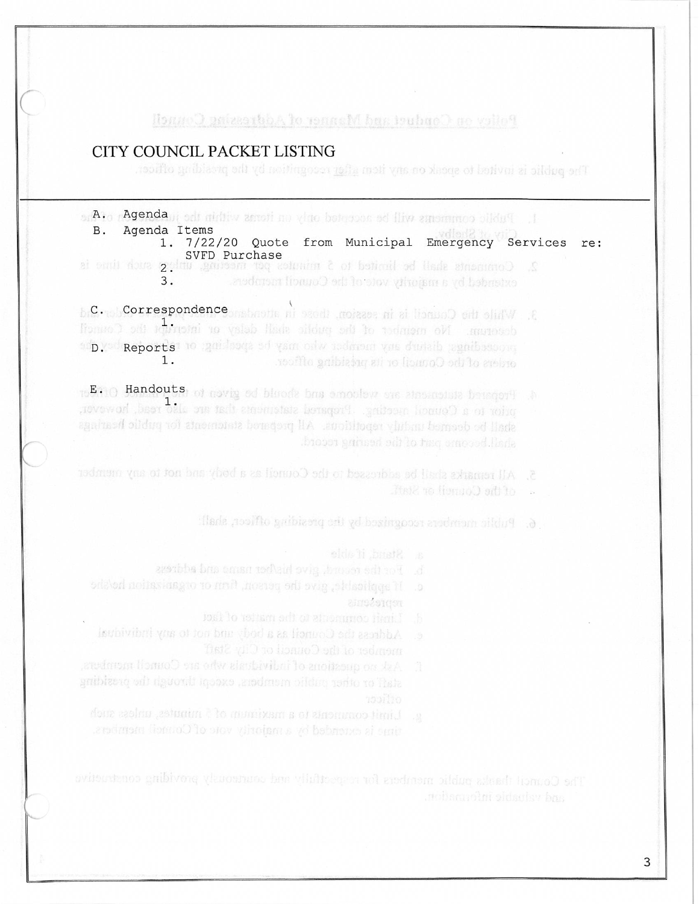# CITY COUNCIL PACKET LISTING

A. Agenda

B. Agenda Items

1. 7/22/20 Quote from Municipal Emergency Services re: SVFD Purchase
2. 
3. 

C. Correspondence

1. 

D. Reports

1. 

E. Handouts

1.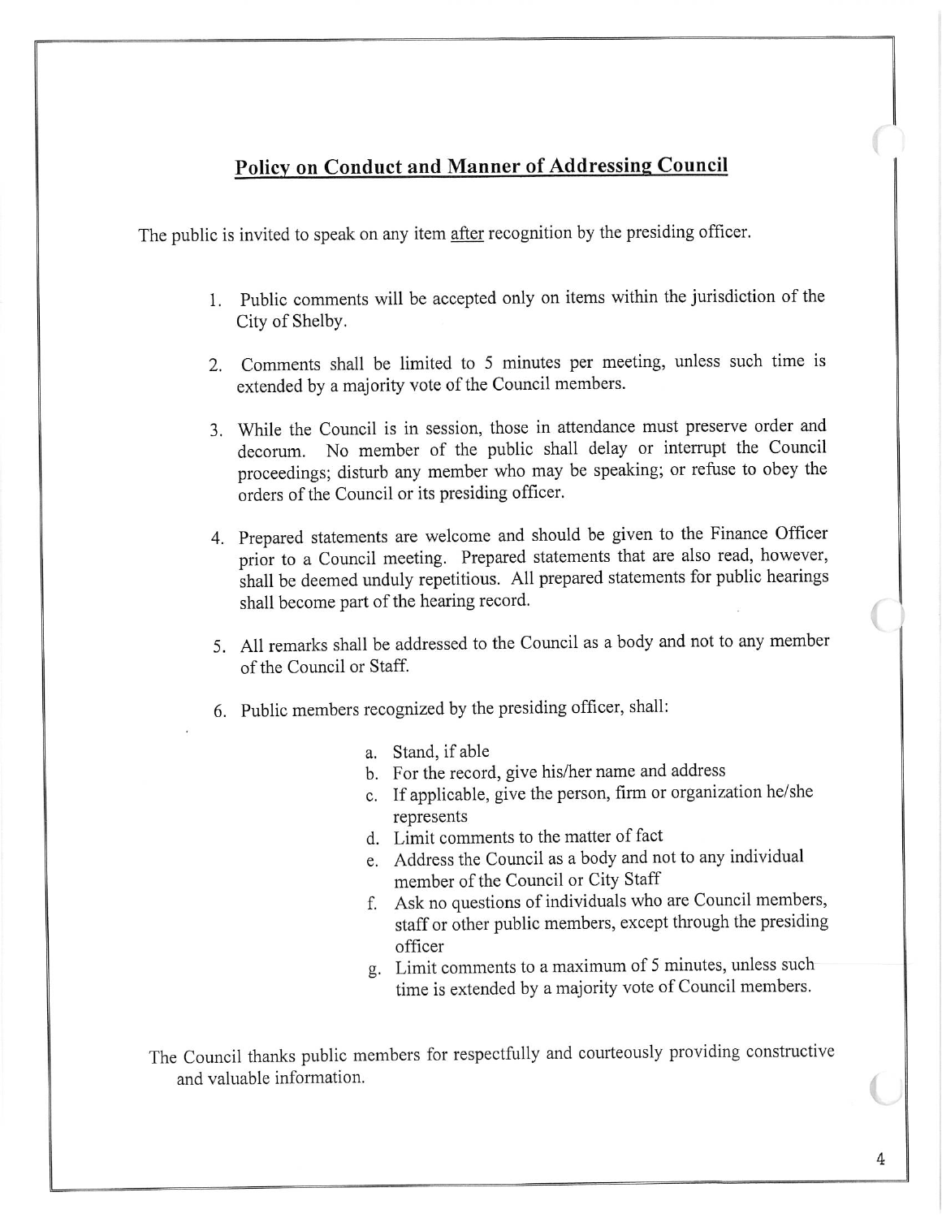## Policy on Conduct and Manner of Addressing Council

The public is invited to speak on any item after recognition by the presiding officer.

1. Public comments will be accepted only on items within the jurisdiction of the City of Shelby.
2. Comments shall be limited to 5 minutes per meeting, unless such time is extended by a majority vote of the Council members.
3. While the Council is in session, those in attendance must preserve order and decorum. No member of the public shall delay or interrupt the Council proceedings; disturb any member who may be speaking; or refuse to obey the orders of the Council or its presiding officer.
4. Prepared statements are welcome and should be given to the Finance Officer prior to a Council meeting. Prepared statements that are also read, however, shall be deemed unduly repetitious. All prepared statements for public hearings shall become part of the hearing record.
5. All remarks shall be addressed to the Council as a body and not to any member of the Council or Staff.
6. Public members recognized by the presiding officer, shall:
   a. Stand, if able
   b. For the record, give his/her name and address
   c. If applicable, give the person, firm or organization he/she represents
   d. Limit comments to the matter of fact
   e. Address the Council as a body and not to any individual member of the Council or City Staff
   f. Ask no questions of individuals who are Council members, staff or other public members, except through the presiding officer
   g. Limit comments to a maximum of 5 minutes, unless such time is extended by a majority vote of Council members.

The Council thanks public members for respectfully and courteously providing constructive and valuable information.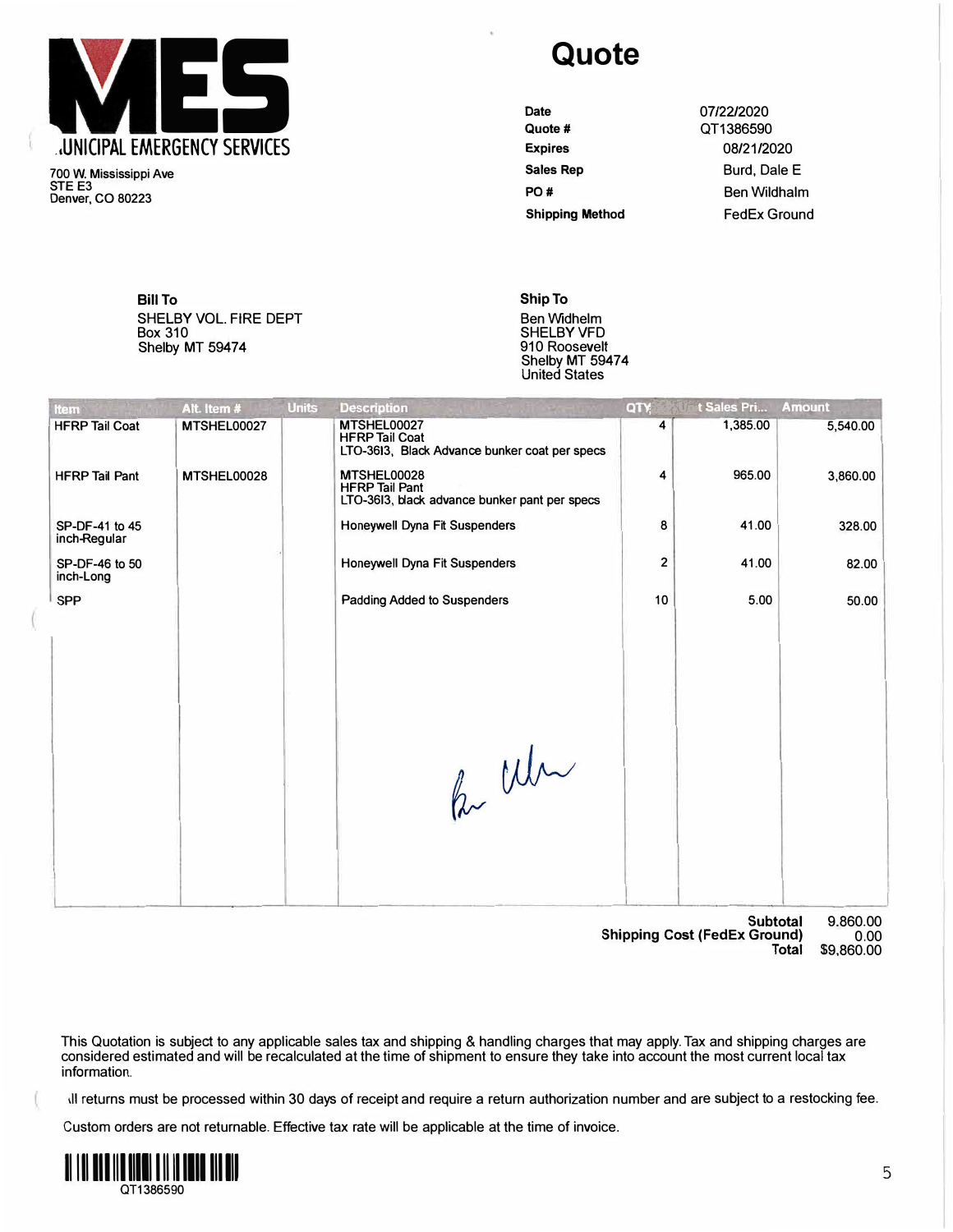MUNICIPAL EMERGENCY SERVICES

700 W. Mississippi Ave
STE E3
Denver, CO 80223

# Quote

| | |
|---|---|
| **Date** | 07/22/2020 |
| **Quote #** | QT1386590 |
| **Expires** | 08/21/2020 |
| **Sales Rep** | Burd, Dale E |
| **PO #** | Ben Wildhalm |
| **Shipping Method** | FedEx Ground |

**Bill To**
SHELBY VOL. FIRE DEPT
Box 310
Shelby MT 59474

**Ship To**
Ben Widhelm
SHELBY VFD
910 Roosevelt
Shelby MT 59474
United States

| Item | Alt. Item # | Units | Description | QTY | Unit Sales Pri... | Amount |
|---|---|---|---|---|---|---|
| HFRP Tail Coat | MTSHEL00027 | | MTSHEL00027<br>HFRP Tail Coat<br>LTO-3613, Black Advance bunker coat per specs | 4 | 1,385.00 | 5,540.00 |
| HFRP Tail Pant | MTSHEL00028 | | MTSHEL00028<br>HFRP Tail Pant<br>LTO-3613, black advance bunker pant per specs | 4 | 965.00 | 3,860.00 |
| SP-DF-41 to 45 inch-Regular | | | Honeywell Dyna Fit Suspenders | 8 | 41.00 | 328.00 |
| SP-DF-46 to 50 inch-Long | | | Honeywell Dyna Fit Suspenders | 2 | 41.00 | 82.00 |
| SPP | | | Padding Added to Suspenders | 10 | 5.00 | 50.00 |

| | |
|---|---|
| **Subtotal** | 9,860.00 |
| **Shipping Cost (FedEx Ground)** | 0.00 |
| **Total** | $9,860.00 |

This Quotation is subject to any applicable sales tax and shipping & handling charges that may apply. Tax and shipping charges are considered estimated and will be recalculated at the time of shipment to ensure they take into account the most current local tax information.

All returns must be processed within 30 days of receipt and require a return authorization number and are subject to a restocking fee.

Custom orders are not returnable. Effective tax rate will be applicable at the time of invoice.

QT1386590